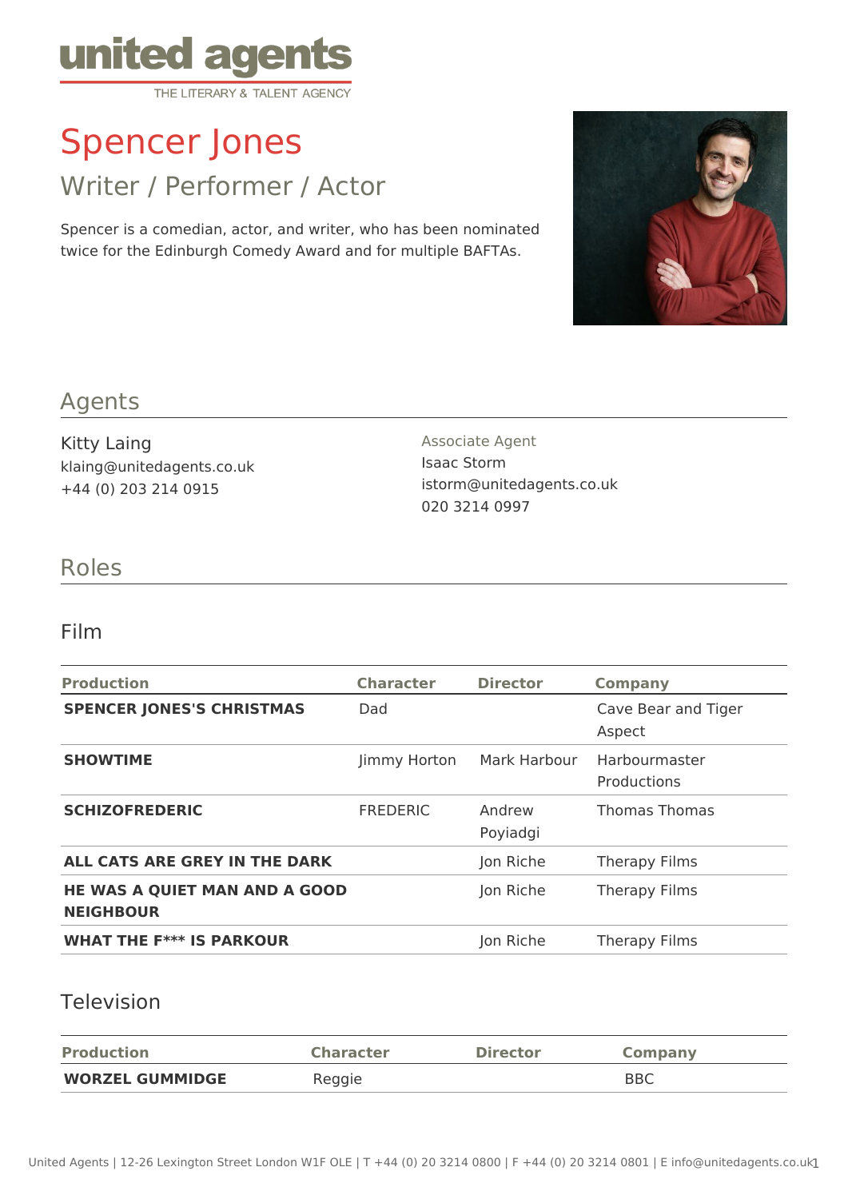united agents
THE LITERARY & TALENT AGENCY

# Spencer Jones

## Writer / Performer / Actor

Spencer is a comedian, actor, and writer, who has been nominated twice for the Edinburgh Comedy Award and for multiple BAFTAs.

## Agents

Kitty Laing
klaing@unitedagents.co.uk
+44 (0) 203 214 0915

Associate Agent
Isaac Storm
istorm@unitedagents.co.uk
020 3214 0997

## Roles

### Film

| Production | Character | Director | Company |
|---|---|---|---|
| **SPENCER JONES'S CHRISTMAS** | Dad | | Cave Bear and Tiger Aspect |
| **SHOWTIME** | Jimmy Horton | Mark Harbour | Harbourmaster Productions |
| **SCHIZOFREDERIC** | FREDERIC | Andrew Poyiadgi | Thomas Thomas |
| **ALL CATS ARE GREY IN THE DARK** | | Jon Riche | Therapy Films |
| **HE WAS A QUIET MAN AND A GOOD NEIGHBOUR** | | Jon Riche | Therapy Films |
| **WHAT THE F*** IS PARKOUR** | | Jon Riche | Therapy Films |

### Television

| Production | Character | Director | Company |
|---|---|---|---|
| **WORZEL GUMMIDGE** | Reggie | | BBC |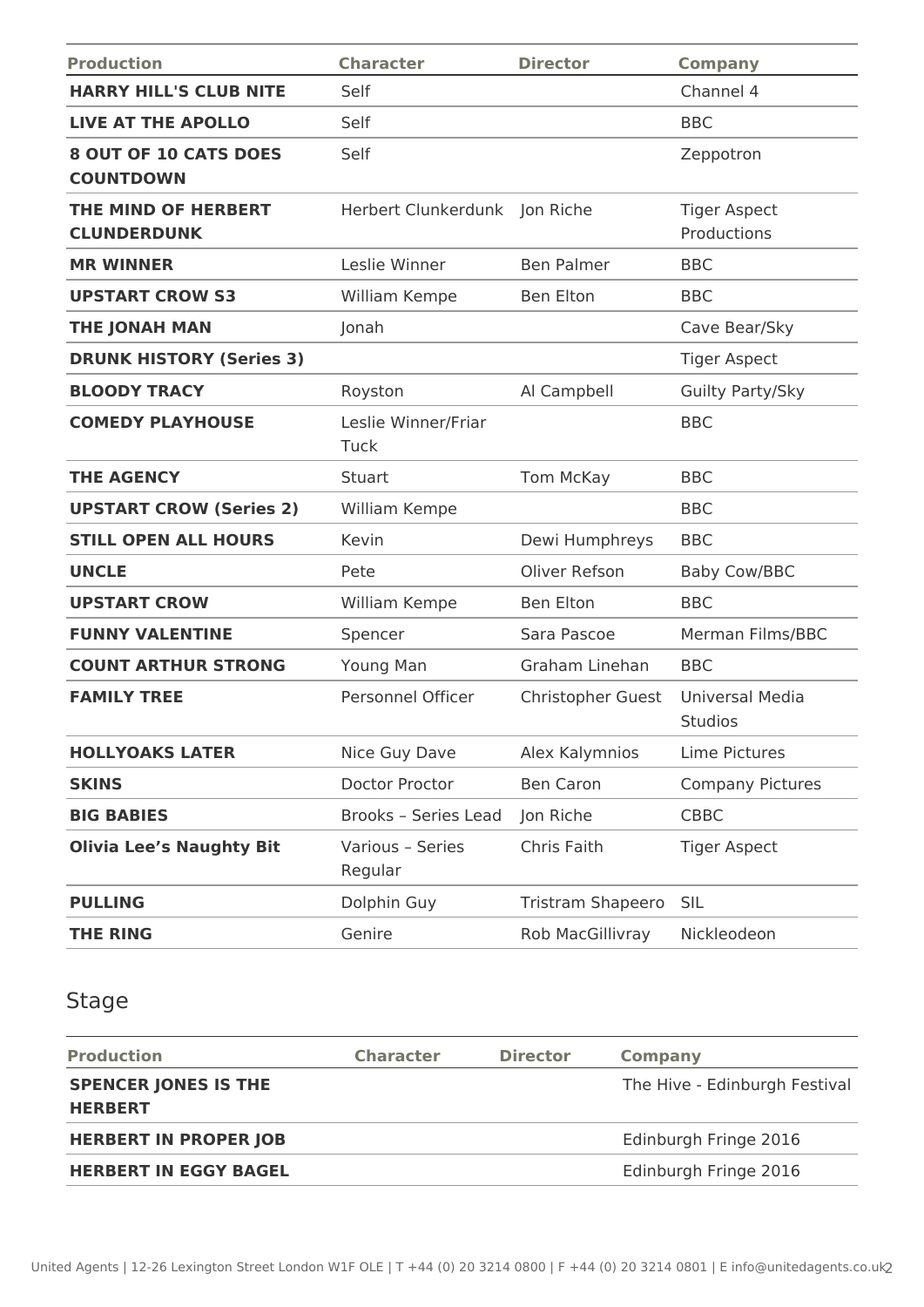| Production | Character | Director | Company |
|---|---|---|---|
| **HARRY HILL'S CLUB NITE** | Self | | Channel 4 |
| **LIVE AT THE APOLLO** | Self | | BBC |
| **8 OUT OF 10 CATS DOES COUNTDOWN** | Self | | Zeppotron |
| **THE MIND OF HERBERT CLUNDERDUNK** | Herbert Clunkerdunk | Jon Riche | Tiger Aspect Productions |
| **MR WINNER** | Leslie Winner | Ben Palmer | BBC |
| **UPSTART CROW S3** | William Kempe | Ben Elton | BBC |
| **THE JONAH MAN** | Jonah | | Cave Bear/Sky |
| **DRUNK HISTORY (Series 3)** | | | Tiger Aspect |
| **BLOODY TRACY** | Royston | Al Campbell | Guilty Party/Sky |
| **COMEDY PLAYHOUSE** | Leslie Winner/Friar Tuck | | BBC |
| **THE AGENCY** | Stuart | Tom McKay | BBC |
| **UPSTART CROW (Series 2)** | William Kempe | | BBC |
| **STILL OPEN ALL HOURS** | Kevin | Dewi Humphreys | BBC |
| **UNCLE** | Pete | Oliver Refson | Baby Cow/BBC |
| **UPSTART CROW** | William Kempe | Ben Elton | BBC |
| **FUNNY VALENTINE** | Spencer | Sara Pascoe | Merman Films/BBC |
| **COUNT ARTHUR STRONG** | Young Man | Graham Linehan | BBC |
| **FAMILY TREE** | Personnel Officer | Christopher Guest | Universal Media Studios |
| **HOLLYOAKS LATER** | Nice Guy Dave | Alex Kalymnios | Lime Pictures |
| **SKINS** | Doctor Proctor | Ben Caron | Company Pictures |
| **BIG BABIES** | Brooks – Series Lead | Jon Riche | CBBC |
| **Olivia Lee's Naughty Bit** | Various – Series Regular | Chris Faith | Tiger Aspect |
| **PULLING** | Dolphin Guy | Tristram Shapeero | SIL |
| **THE RING** | Genire | Rob MacGillivray | Nickleodeon |

## Stage

| Production | Character | Director | Company |
|---|---|---|---|
| **SPENCER JONES IS THE HERBERT** | | | The Hive - Edinburgh Festival |
| **HERBERT IN PROPER JOB** | | | Edinburgh Fringe 2016 |
| **HERBERT IN EGGY BAGEL** | | | Edinburgh Fringe 2016 |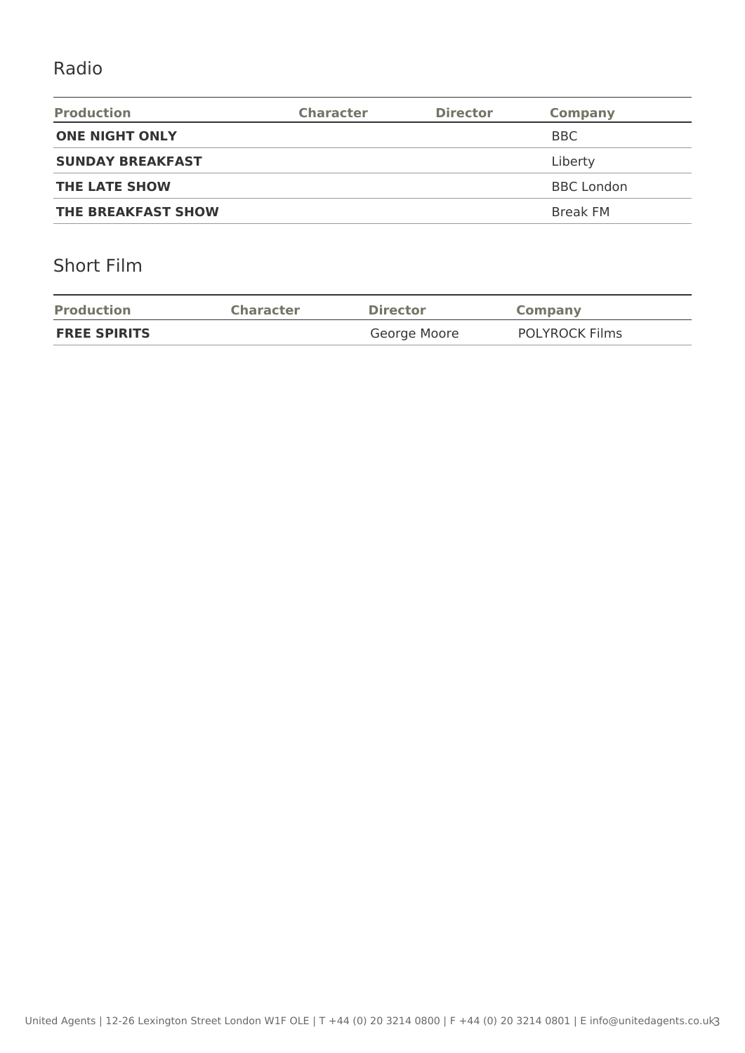## Radio

| Production | Character | Director | Company |
| --- | --- | --- | --- |
| **ONE NIGHT ONLY** | | | BBC |
| **SUNDAY BREAKFAST** | | | Liberty |
| **THE LATE SHOW** | | | BBC London |
| **THE BREAKFAST SHOW** | | | Break FM |

## Short Film

| Production | Character | Director | Company |
| --- | --- | --- | --- |
| **FREE SPIRITS** | | George Moore | POLYROCK Films |